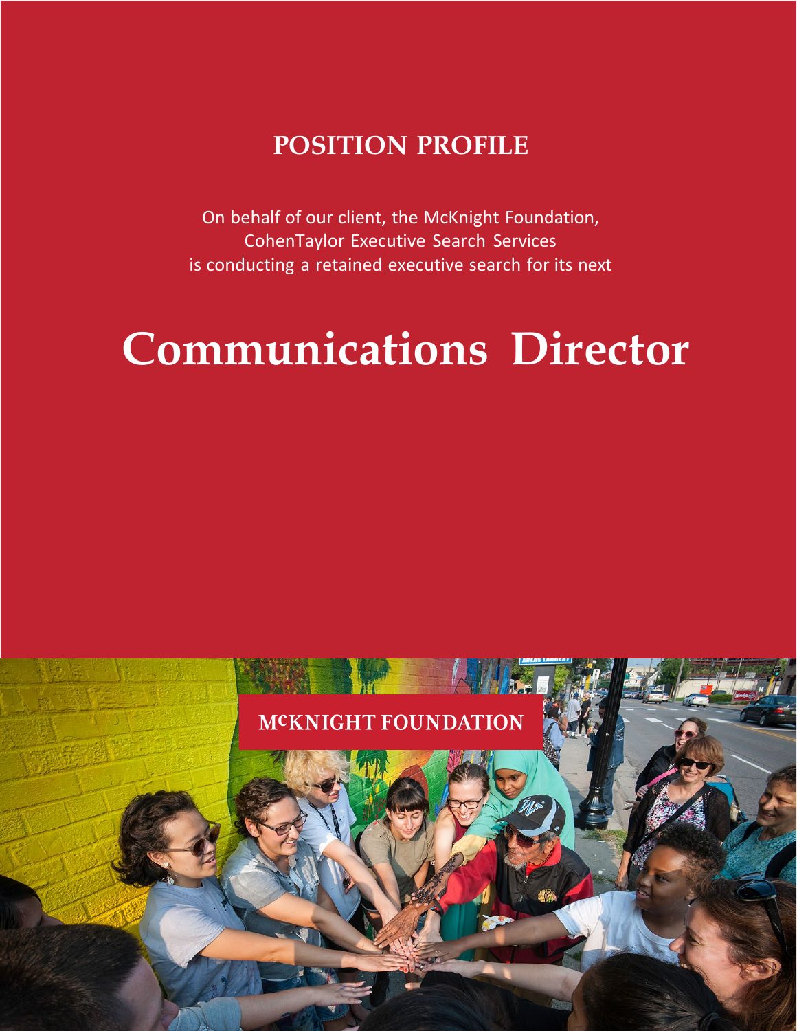## POSITION PROFILE

On behalf of our client, the McKnight Foundation,
CohenTaylor Executive Search Services
is conducting a retained executive search for its next

# Communications Director

McKNIGHT FOUNDATION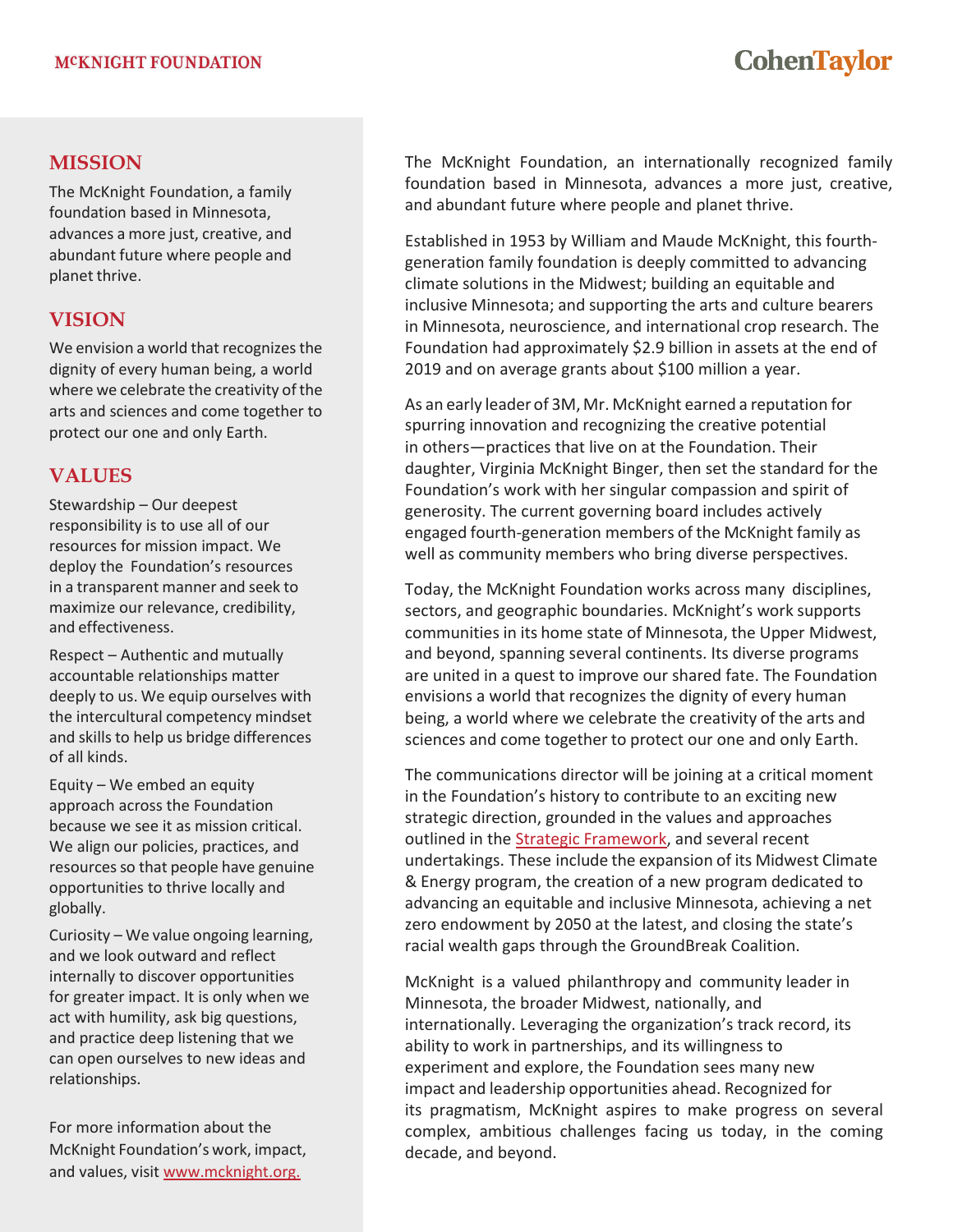## MISSION

The McKnight Foundation, a family foundation based in Minnesota, advances a more just, creative, and abundant future where people and planet thrive.

## VISION

We envision a world that recognizes the dignity of every human being, a world where we celebrate the creativity of the arts and sciences and come together to protect our one and only Earth.

## VALUES

Stewardship – Our deepest responsibility is to use all of our resources for mission impact. We deploy the Foundation's resources in a transparent manner and seek to maximize our relevance, credibility, and effectiveness.

Respect – Authentic and mutually accountable relationships matter deeply to us. We equip ourselves with the intercultural competency mindset and skills to help us bridge differences of all kinds.

Equity – We embed an equity approach across the Foundation because we see it as mission critical. We align our policies, practices, and resources so that people have genuine opportunities to thrive locally and globally.

Curiosity – We value ongoing learning, and we look outward and reflect internally to discover opportunities for greater impact. It is only when we act with humility, ask big questions, and practice deep listening that we can open ourselves to new ideas and relationships.

For more information about the McKnight Foundation's work, impact, and values, visit [www.mcknight.org.](http://www.mcknight.org)

The McKnight Foundation, an internationally recognized family foundation based in Minnesota, advances a more just, creative, and abundant future where people and planet thrive.

Established in 1953 by William and Maude McKnight, this fourth-generation family foundation is deeply committed to advancing climate solutions in the Midwest; building an equitable and inclusive Minnesota; and supporting the arts and culture bearers in Minnesota, neuroscience, and international crop research. The Foundation had approximately $2.9 billion in assets at the end of 2019 and on average grants about $100 million a year.

As an early leader of 3M, Mr. McKnight earned a reputation for spurring innovation and recognizing the creative potential in others—practices that live on at the Foundation. Their daughter, Virginia McKnight Binger, then set the standard for the Foundation's work with her singular compassion and spirit of generosity. The current governing board includes actively engaged fourth-generation members of the McKnight family as well as community members who bring diverse perspectives.

Today, the McKnight Foundation works across many disciplines, sectors, and geographic boundaries. McKnight's work supports communities in its home state of Minnesota, the Upper Midwest, and beyond, spanning several continents. Its diverse programs are united in a quest to improve our shared fate. The Foundation envisions a world that recognizes the dignity of every human being, a world where we celebrate the creativity of the arts and sciences and come together to protect our one and only Earth.

The communications director will be joining at a critical moment in the Foundation's history to contribute to an exciting new strategic direction, grounded in the values and approaches outlined in the Strategic Framework, and several recent undertakings. These include the expansion of its Midwest Climate & Energy program, the creation of a new program dedicated to advancing an equitable and inclusive Minnesota, achieving a net zero endowment by 2050 at the latest, and closing the state's racial wealth gaps through the GroundBreak Coalition.

McKnight is a valued philanthropy and community leader in Minnesota, the broader Midwest, nationally, and internationally. Leveraging the organization's track record, its ability to work in partnerships, and its willingness to experiment and explore, the Foundation sees many new impact and leadership opportunities ahead. Recognized for its pragmatism, McKnight aspires to make progress on several complex, ambitious challenges facing us today, in the coming decade, and beyond.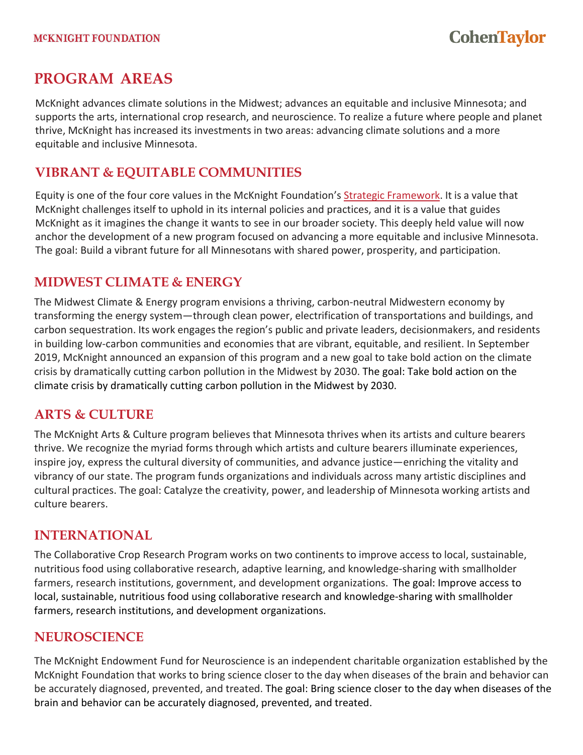# PROGRAM AREAS

McKnight advances climate solutions in the Midwest; advances an equitable and inclusive Minnesota; and supports the arts, international crop research, and neuroscience. To realize a future where people and planet thrive, McKnight has increased its investments in two areas: advancing climate solutions and a more equitable and inclusive Minnesota.

## VIBRANT & EQUITABLE COMMUNITIES

Equity is one of the four core values in the McKnight Foundation's Strategic Framework. It is a value that McKnight challenges itself to uphold in its internal policies and practices, and it is a value that guides McKnight as it imagines the change it wants to see in our broader society. This deeply held value will now anchor the development of a new program focused on advancing a more equitable and inclusive Minnesota. The goal: Build a vibrant future for all Minnesotans with shared power, prosperity, and participation.

## MIDWEST CLIMATE & ENERGY

The Midwest Climate & Energy program envisions a thriving, carbon-neutral Midwestern economy by transforming the energy system—through clean power, electrification of transportations and buildings, and carbon sequestration. Its work engages the region's public and private leaders, decisionmakers, and residents in building low-carbon communities and economies that are vibrant, equitable, and resilient. In September 2019, McKnight announced an expansion of this program and a new goal to take bold action on the climate crisis by dramatically cutting carbon pollution in the Midwest by 2030. The goal: Take bold action on the climate crisis by dramatically cutting carbon pollution in the Midwest by 2030.

## ARTS & CULTURE

The McKnight Arts & Culture program believes that Minnesota thrives when its artists and culture bearers thrive. We recognize the myriad forms through which artists and culture bearers illuminate experiences, inspire joy, express the cultural diversity of communities, and advance justice—enriching the vitality and vibrancy of our state. The program funds organizations and individuals across many artistic disciplines and cultural practices. The goal: Catalyze the creativity, power, and leadership of Minnesota working artists and culture bearers.

## INTERNATIONAL

The Collaborative Crop Research Program works on two continents to improve access to local, sustainable, nutritious food using collaborative research, adaptive learning, and knowledge-sharing with smallholder farmers, research institutions, government, and development organizations. The goal: Improve access to local, sustainable, nutritious food using collaborative research and knowledge-sharing with smallholder farmers, research institutions, and development organizations.

## NEUROSCIENCE

The McKnight Endowment Fund for Neuroscience is an independent charitable organization established by the McKnight Foundation that works to bring science closer to the day when diseases of the brain and behavior can be accurately diagnosed, prevented, and treated. The goal: Bring science closer to the day when diseases of the brain and behavior can be accurately diagnosed, prevented, and treated.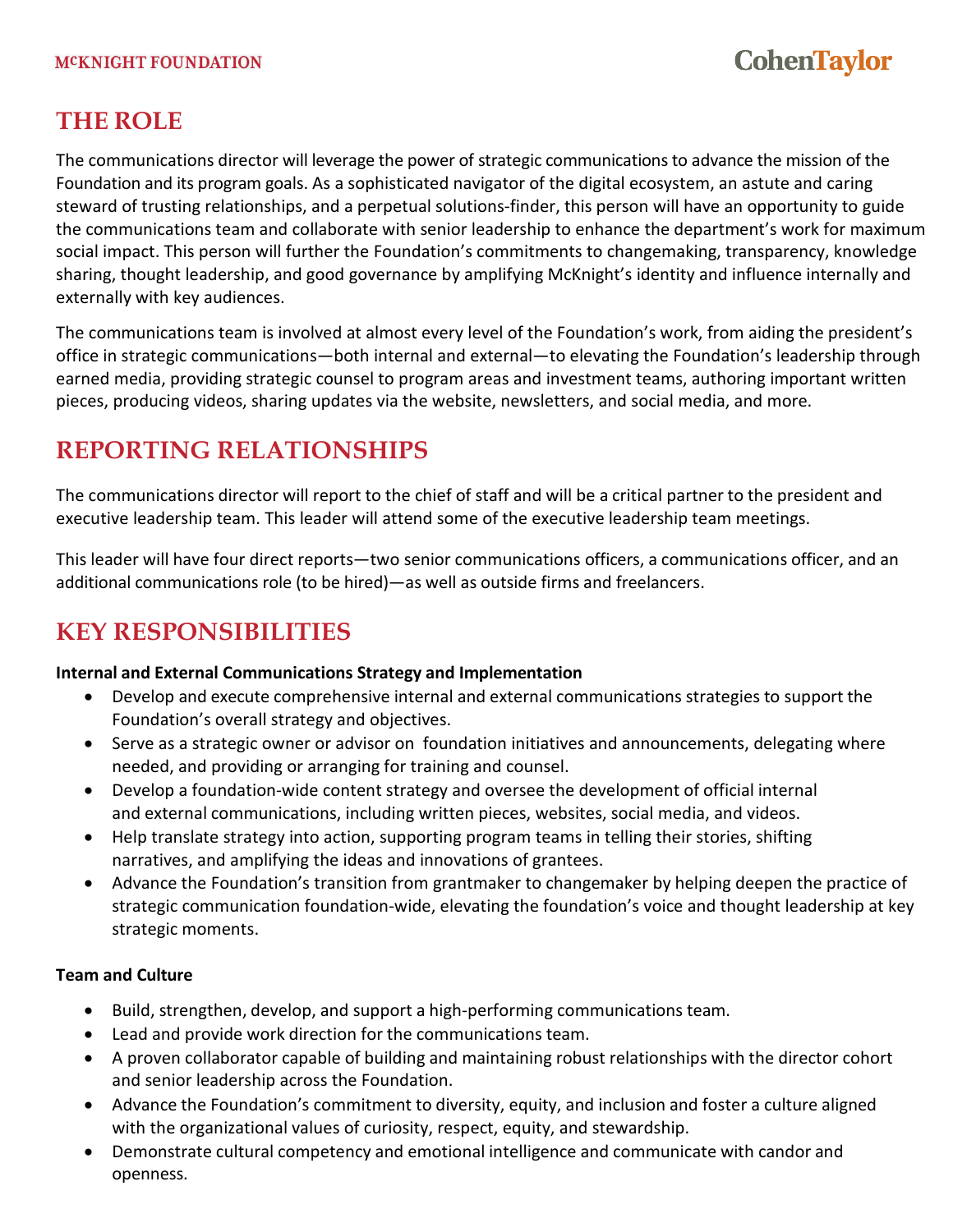## THE ROLE

The communications director will leverage the power of strategic communications to advance the mission of the Foundation and its program goals. As a sophisticated navigator of the digital ecosystem, an astute and caring steward of trusting relationships, and a perpetual solutions-finder, this person will have an opportunity to guide the communications team and collaborate with senior leadership to enhance the department's work for maximum social impact. This person will further the Foundation's commitments to changemaking, transparency, knowledge sharing, thought leadership, and good governance by amplifying McKnight's identity and influence internally and externally with key audiences.

The communications team is involved at almost every level of the Foundation's work, from aiding the president's office in strategic communications—both internal and external—to elevating the Foundation's leadership through earned media, providing strategic counsel to program areas and investment teams, authoring important written pieces, producing videos, sharing updates via the website, newsletters, and social media, and more.

## REPORTING RELATIONSHIPS

The communications director will report to the chief of staff and will be a critical partner to the president and executive leadership team. This leader will attend some of the executive leadership team meetings.

This leader will have four direct reports—two senior communications officers, a communications officer, and an additional communications role (to be hired)—as well as outside firms and freelancers.

## KEY RESPONSIBILITIES

**Internal and External Communications Strategy and Implementation**

- Develop and execute comprehensive internal and external communications strategies to support the Foundation's overall strategy and objectives.
- Serve as a strategic owner or advisor on foundation initiatives and announcements, delegating where needed, and providing or arranging for training and counsel.
- Develop a foundation-wide content strategy and oversee the development of official internal and external communications, including written pieces, websites, social media, and videos.
- Help translate strategy into action, supporting program teams in telling their stories, shifting narratives, and amplifying the ideas and innovations of grantees.
- Advance the Foundation's transition from grantmaker to changemaker by helping deepen the practice of strategic communication foundation-wide, elevating the foundation's voice and thought leadership at key strategic moments.

**Team and Culture**

- Build, strengthen, develop, and support a high-performing communications team.
- Lead and provide work direction for the communications team.
- A proven collaborator capable of building and maintaining robust relationships with the director cohort and senior leadership across the Foundation.
- Advance the Foundation's commitment to diversity, equity, and inclusion and foster a culture aligned with the organizational values of curiosity, respect, equity, and stewardship.
- Demonstrate cultural competency and emotional intelligence and communicate with candor and openness.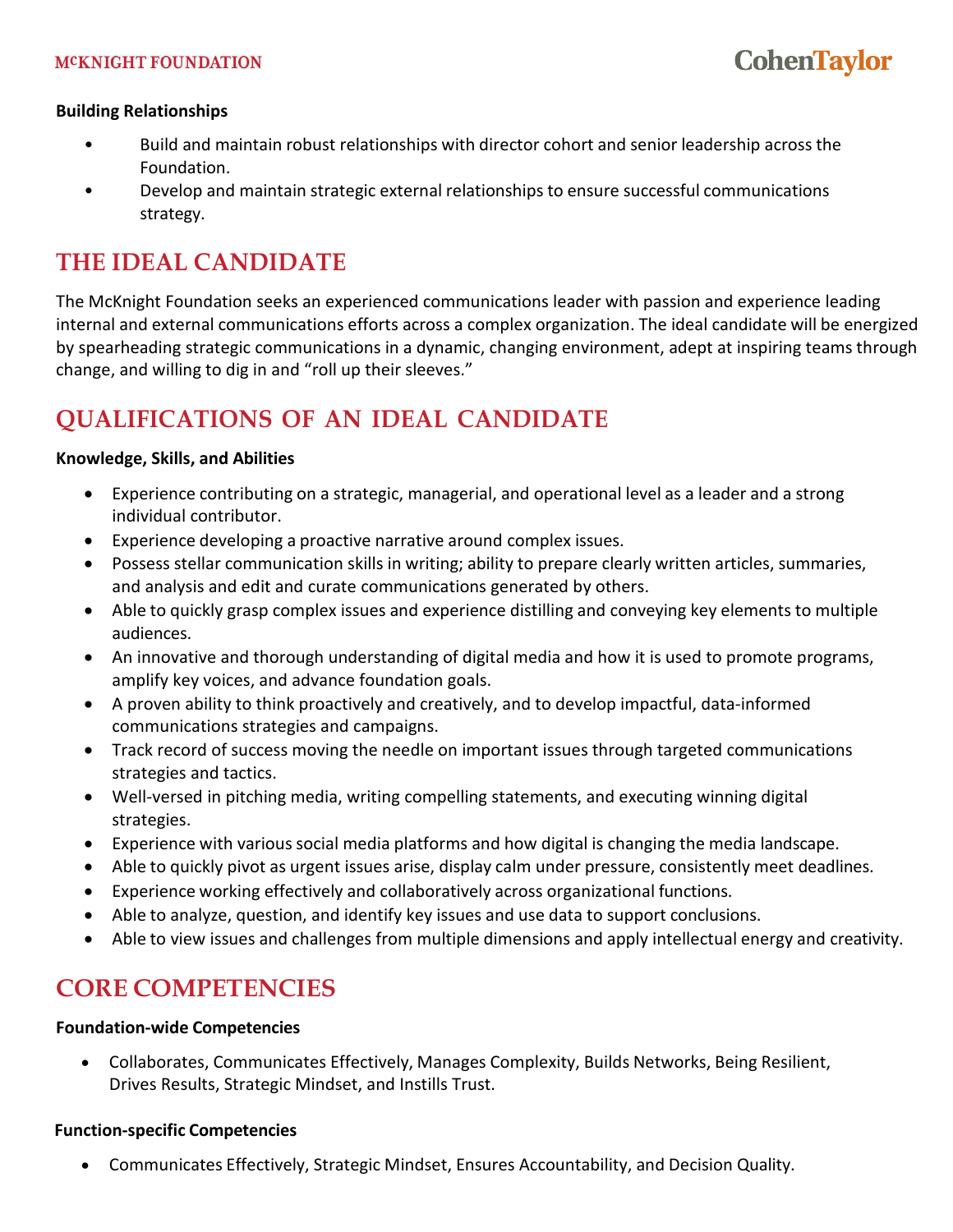**Building Relationships**

- Build and maintain robust relationships with director cohort and senior leadership across the Foundation.
- Develop and maintain strategic external relationships to ensure successful communications strategy.

## THE IDEAL CANDIDATE

The McKnight Foundation seeks an experienced communications leader with passion and experience leading internal and external communications efforts across a complex organization. The ideal candidate will be energized by spearheading strategic communications in a dynamic, changing environment, adept at inspiring teams through change, and willing to dig in and "roll up their sleeves."

## QUALIFICATIONS OF AN IDEAL CANDIDATE

**Knowledge, Skills, and Abilities**

- Experience contributing on a strategic, managerial, and operational level as a leader and a strong individual contributor.
- Experience developing a proactive narrative around complex issues.
- Possess stellar communication skills in writing; ability to prepare clearly written articles, summaries, and analysis and edit and curate communications generated by others.
- Able to quickly grasp complex issues and experience distilling and conveying key elements to multiple audiences.
- An innovative and thorough understanding of digital media and how it is used to promote programs, amplify key voices, and advance foundation goals.
- A proven ability to think proactively and creatively, and to develop impactful, data-informed communications strategies and campaigns.
- Track record of success moving the needle on important issues through targeted communications strategies and tactics.
- Well-versed in pitching media, writing compelling statements, and executing winning digital strategies.
- Experience with various social media platforms and how digital is changing the media landscape.
- Able to quickly pivot as urgent issues arise, display calm under pressure, consistently meet deadlines.
- Experience working effectively and collaboratively across organizational functions.
- Able to analyze, question, and identify key issues and use data to support conclusions.
- Able to view issues and challenges from multiple dimensions and apply intellectual energy and creativity.

## CORE COMPETENCIES

**Foundation-wide Competencies**

- Collaborates, Communicates Effectively, Manages Complexity, Builds Networks, Being Resilient, Drives Results, Strategic Mindset, and Instills Trust.

**Function-specific Competencies**

- Communicates Effectively, Strategic Mindset, Ensures Accountability, and Decision Quality.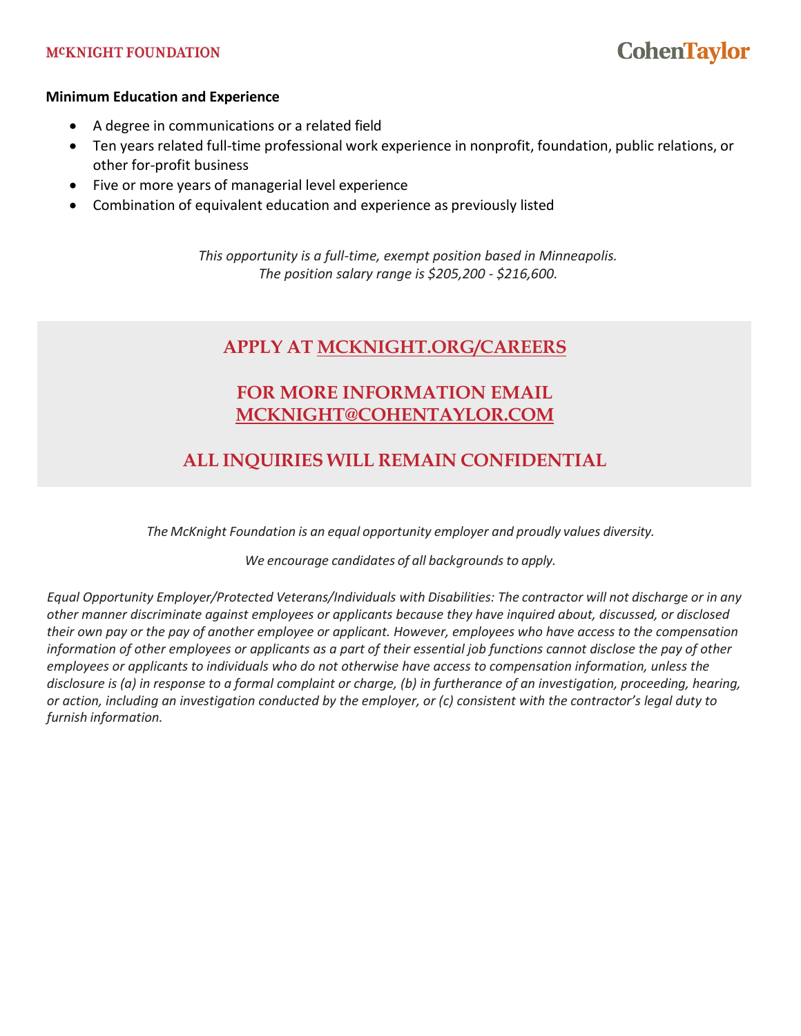**Minimum Education and Experience**

- A degree in communications or a related field
- Ten years related full-time professional work experience in nonprofit, foundation, public relations, or other for-profit business
- Five or more years of managerial level experience
- Combination of equivalent education and experience as previously listed

*This opportunity is a full-time, exempt position based in Minneapolis.*
*The position salary range is $205,200 - $216,600.*

## APPLY AT [MCKNIGHT.ORG/CAREERS](MCKNIGHT.ORG/CAREERS)

## FOR MORE INFORMATION EMAIL [MCKNIGHT@COHENTAYLOR.COM](mailto:MCKNIGHT@COHENTAYLOR.COM)

## ALL INQUIRIES WILL REMAIN CONFIDENTIAL

*The McKnight Foundation is an equal opportunity employer and proudly values diversity.*

*We encourage candidates of all backgrounds to apply.*

*Equal Opportunity Employer/Protected Veterans/Individuals with Disabilities: The contractor will not discharge or in any other manner discriminate against employees or applicants because they have inquired about, discussed, or disclosed their own pay or the pay of another employee or applicant. However, employees who have access to the compensation information of other employees or applicants as a part of their essential job functions cannot disclose the pay of other employees or applicants to individuals who do not otherwise have access to compensation information, unless the disclosure is (a) in response to a formal complaint or charge, (b) in furtherance of an investigation, proceeding, hearing, or action, including an investigation conducted by the employer, or (c) consistent with the contractor's legal duty to furnish information.*